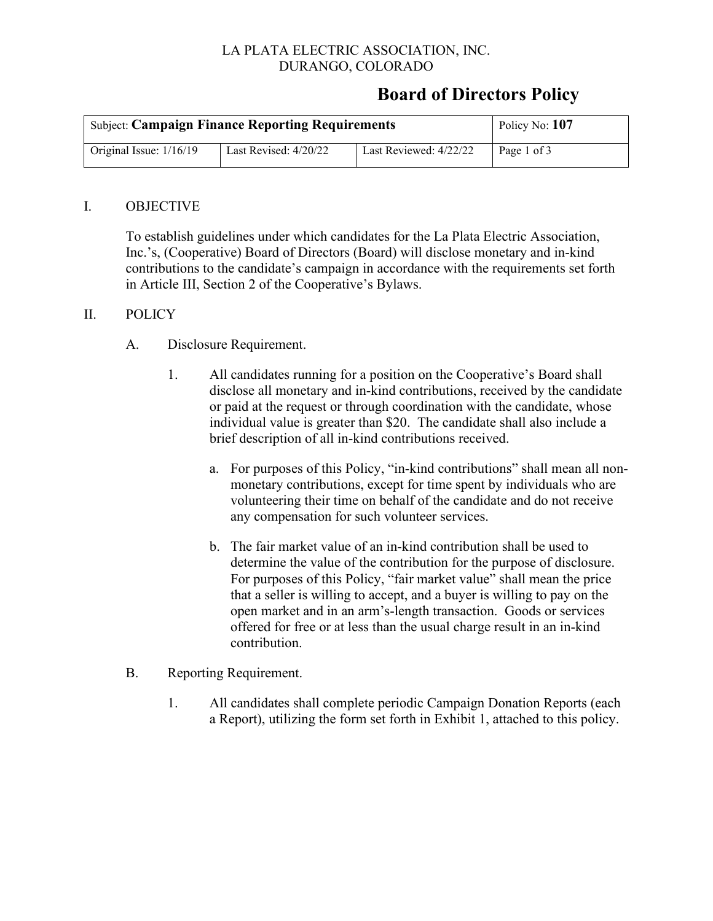LA PLATA ELECTRIC ASSOCIATION, INC.
DURANGO, COLORADO

# Board of Directors Policy

| Subject: **Campaign Finance Reporting Requirements** | | | Policy No: **107** |
|---|---|---|---|
| Original Issue: 1/16/19 | Last Revised: 4/20/22 | Last Reviewed: 4/22/22 | Page 1 of 3 |

## I. OBJECTIVE

To establish guidelines under which candidates for the La Plata Electric Association, Inc.'s, (Cooperative) Board of Directors (Board) will disclose monetary and in-kind contributions to the candidate's campaign in accordance with the requirements set forth in Article III, Section 2 of the Cooperative's Bylaws.

## II. POLICY

### A. Disclosure Requirement.

1. All candidates running for a position on the Cooperative's Board shall disclose all monetary and in-kind contributions, received by the candidate or paid at the request or through coordination with the candidate, whose individual value is greater than $20. The candidate shall also include a brief description of all in-kind contributions received.

   a. For purposes of this Policy, "in-kind contributions" shall mean all non-monetary contributions, except for time spent by individuals who are volunteering their time on behalf of the candidate and do not receive any compensation for such volunteer services.

   b. The fair market value of an in-kind contribution shall be used to determine the value of the contribution for the purpose of disclosure. For purposes of this Policy, "fair market value" shall mean the price that a seller is willing to accept, and a buyer is willing to pay on the open market and in an arm's-length transaction. Goods or services offered for free or at less than the usual charge result in an in-kind contribution.

### B. Reporting Requirement.

1. All candidates shall complete periodic Campaign Donation Reports (each a Report), utilizing the form set forth in Exhibit 1, attached to this policy.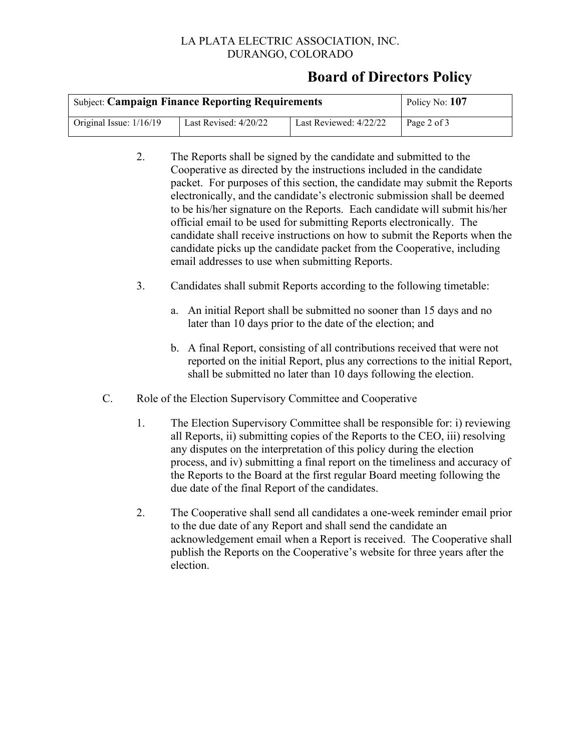2. The Reports shall be signed by the candidate and submitted to the Cooperative as directed by the instructions included in the candidate packet. For purposes of this section, the candidate may submit the Reports electronically, and the candidate's electronic submission shall be deemed to be his/her signature on the Reports. Each candidate will submit his/her official email to be used for submitting Reports electronically. The candidate shall receive instructions on how to submit the Reports when the candidate picks up the candidate packet from the Cooperative, including email addresses to use when submitting Reports.

3. Candidates shall submit Reports according to the following timetable:

   a. An initial Report shall be submitted no sooner than 15 days and no later than 10 days prior to the date of the election; and

   b. A final Report, consisting of all contributions received that were not reported on the initial Report, plus any corrections to the initial Report, shall be submitted no later than 10 days following the election.

C. Role of the Election Supervisory Committee and Cooperative

1. The Election Supervisory Committee shall be responsible for: i) reviewing all Reports, ii) submitting copies of the Reports to the CEO, iii) resolving any disputes on the interpretation of this policy during the election process, and iv) submitting a final report on the timeliness and accuracy of the Reports to the Board at the first regular Board meeting following the due date of the final Report of the candidates.

2. The Cooperative shall send all candidates a one-week reminder email prior to the due date of any Report and shall send the candidate an acknowledgement email when a Report is received. The Cooperative shall publish the Reports on the Cooperative's website for three years after the election.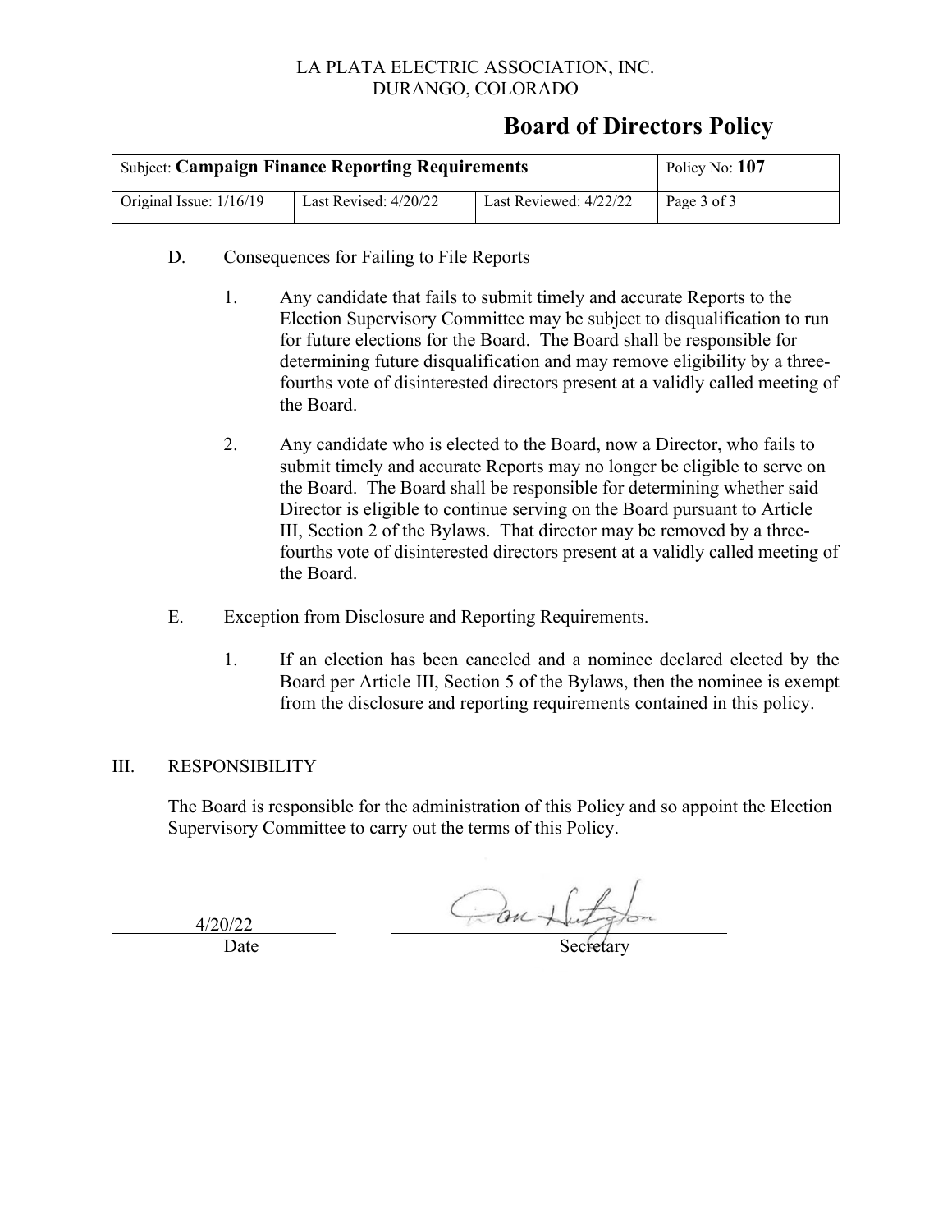D. Consequences for Failing to File Reports

1. Any candidate that fails to submit timely and accurate Reports to the Election Supervisory Committee may be subject to disqualification to run for future elections for the Board. The Board shall be responsible for determining future disqualification and may remove eligibility by a three-fourths vote of disinterested directors present at a validly called meeting of the Board.

2. Any candidate who is elected to the Board, now a Director, who fails to submit timely and accurate Reports may no longer be eligible to serve on the Board. The Board shall be responsible for determining whether said Director is eligible to continue serving on the Board pursuant to Article III, Section 2 of the Bylaws. That director may be removed by a three-fourths vote of disinterested directors present at a validly called meeting of the Board.

E. Exception from Disclosure and Reporting Requirements.

1. If an election has been canceled and a nominee declared elected by the Board per Article III, Section 5 of the Bylaws, then the nominee is exempt from the disclosure and reporting requirements contained in this policy.

## III. RESPONSIBILITY

The Board is responsible for the administration of this Policy and so appoint the Election Supervisory Committee to carry out the terms of this Policy.

| | |
|---|---|
| 4/20/22 | |
| Date | Secretary |